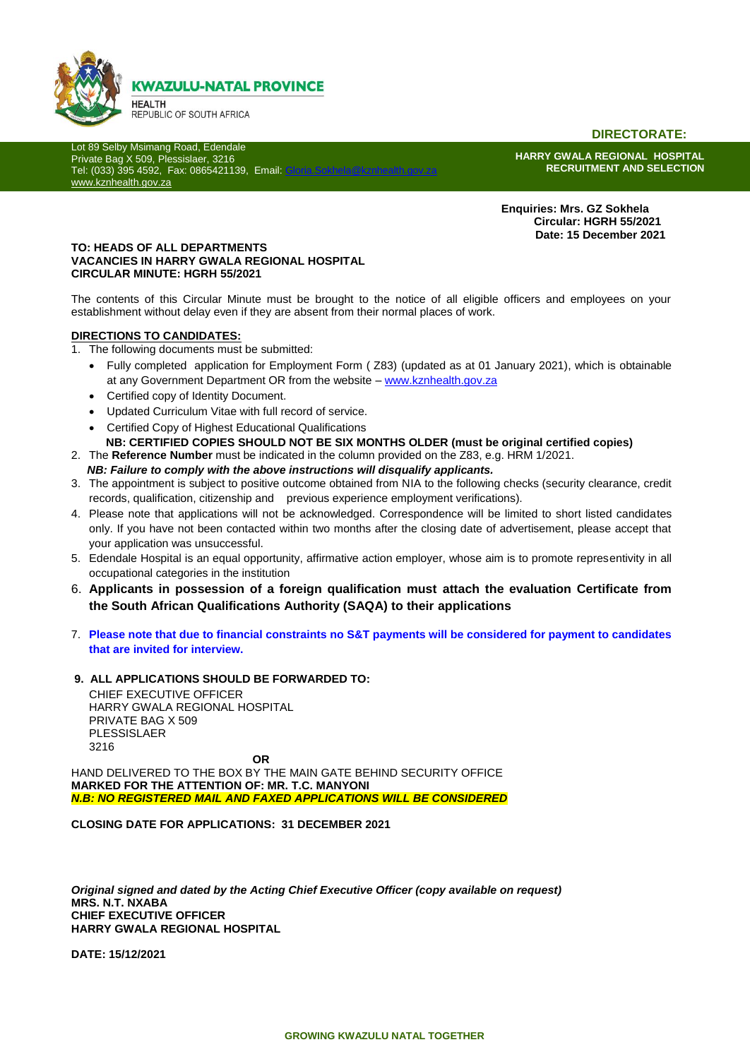**KWAZULU-NATAL PROVINCE**
HEALTH
REPUBLIC OF SOUTH AFRICA

**DIRECTORATE:**

Lot 89 Selby Msimang Road, Edendale
Private Bag X 509, Plessislaer, 3216
Tel: (033) 395 4592, Fax: 0865421139, Email: Gloria.Sokhela@kznhealth.gov.za
www.kznhealth.gov.za

**HARRY GWALA REGIONAL HOSPITAL**
**RECRUITMENT AND SELECTION**

**Enquiries: Mrs. GZ Sokhela**
**Circular: HGRH 55/2021**
**Date: 15 December 2021**

**TO: HEADS OF ALL DEPARTMENTS**
**VACANCIES IN HARRY GWALA REGIONAL HOSPITAL**
**CIRCULAR MINUTE: HGRH 55/2021**

The contents of this Circular Minute must be brought to the notice of all eligible officers and employees on your establishment without delay even if they are absent from their normal places of work.

**DIRECTIONS TO CANDIDATES:**

1. The following documents must be submitted:
   - Fully completed application for Employment Form ( Z83) (updated as at 01 January 2021), which is obtainable at any Government Department OR from the website – www.kznhealth.gov.za
   - Certified copy of Identity Document.
   - Updated Curriculum Vitae with full record of service.
   - Certified Copy of Highest Educational Qualifications

   **NB: CERTIFIED COPIES SHOULD NOT BE SIX MONTHS OLDER (must be original certified copies)**
2. The **Reference Number** must be indicated in the column provided on the Z83, e.g. HRM 1/2021.

   ***NB: Failure to comply with the above instructions will disqualify applicants.***
3. The appointment is subject to positive outcome obtained from NIA to the following checks (security clearance, credit records, qualification, citizenship and previous experience employment verifications).
4. Please note that applications will not be acknowledged. Correspondence will be limited to short listed candidates only. If you have not been contacted within two months after the closing date of advertisement, please accept that your application was unsuccessful.
5. Edendale Hospital is an equal opportunity, affirmative action employer, whose aim is to promote representivity in all occupational categories in the institution
6. **Applicants in possession of a foreign qualification must attach the evaluation Certificate from the South African Qualifications Authority (SAQA) to their applications**
7. **Please note that due to financial constraints no S&T payments will be considered for payment to candidates that are invited for interview.**

**9. ALL APPLICATIONS SHOULD BE FORWARDED TO:**

CHIEF EXECUTIVE OFFICER
HARRY GWALA REGIONAL HOSPITAL
PRIVATE BAG X 509
PLESSISLAER
3216

**OR**

HAND DELIVERED TO THE BOX BY THE MAIN GATE BEHIND SECURITY OFFICE
**MARKED FOR THE ATTENTION OF: MR. T.C. MANYONI**
***N.B: NO REGISTERED MAIL AND FAXED APPLICATIONS WILL BE CONSIDERED***

**CLOSING DATE FOR APPLICATIONS: 31 DECEMBER 2021**

***Original signed and dated by the Acting Chief Executive Officer (copy available on request)***
**MRS. N.T. NXABA**
**CHIEF EXECUTIVE OFFICER**
**HARRY GWALA REGIONAL HOSPITAL**

**DATE: 15/12/2021**

**GROWING KWAZULU NATAL TOGETHER**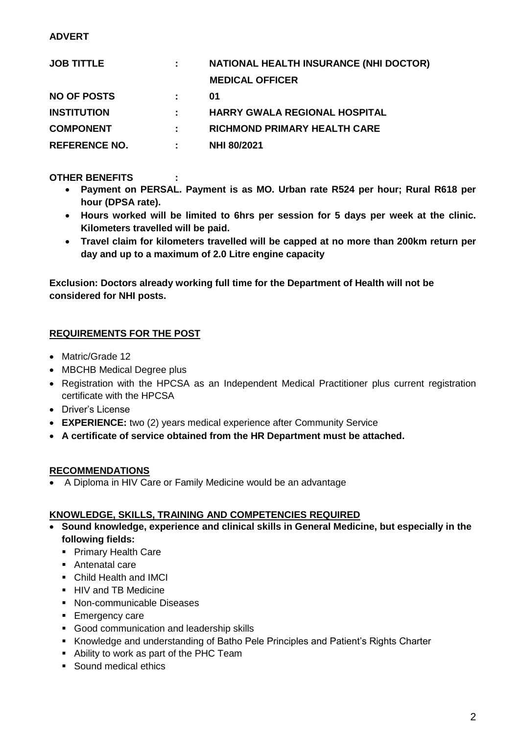**ADVERT**

| | | |
|---|---|---|
| **JOB TITTLE** | **:** | **NATIONAL HEALTH INSURANCE (NHI DOCTOR) MEDICAL OFFICER** |
| **NO OF POSTS** | **:** | **01** |
| **INSTITUTION** | **:** | **HARRY GWALA REGIONAL HOSPITAL** |
| **COMPONENT** | **:** | **RICHMOND PRIMARY HEALTH CARE** |
| **REFERENCE NO.** | **:** | **NHI 80/2021** |

**OTHER BENEFITS :**

- **Payment on PERSAL. Payment is as MO. Urban rate R524 per hour; Rural R618 per hour (DPSA rate).**
- **Hours worked will be limited to 6hrs per session for 5 days per week at the clinic. Kilometers travelled will be paid.**
- **Travel claim for kilometers travelled will be capped at no more than 200km return per day and up to a maximum of 2.0 Litre engine capacity**

**Exclusion: Doctors already working full time for the Department of Health will not be considered for NHI posts.**

## REQUIREMENTS FOR THE POST

- Matric/Grade 12
- MBCHB Medical Degree plus
- Registration with the HPCSA as an Independent Medical Practitioner plus current registration certificate with the HPCSA
- Driver's License
- **EXPERIENCE:** two (2) years medical experience after Community Service
- **A certificate of service obtained from the HR Department must be attached.**

## RECOMMENDATIONS

- A Diploma in HIV Care or Family Medicine would be an advantage

## KNOWLEDGE, SKILLS, TRAINING AND COMPETENCIES REQUIRED

- **Sound knowledge, experience and clinical skills in General Medicine, but especially in the following fields:**
  - Primary Health Care
  - Antenatal care
  - Child Health and IMCI
  - HIV and TB Medicine
  - Non-communicable Diseases
  - Emergency care
  - Good communication and leadership skills
  - Knowledge and understanding of Batho Pele Principles and Patient's Rights Charter
  - Ability to work as part of the PHC Team
  - Sound medical ethics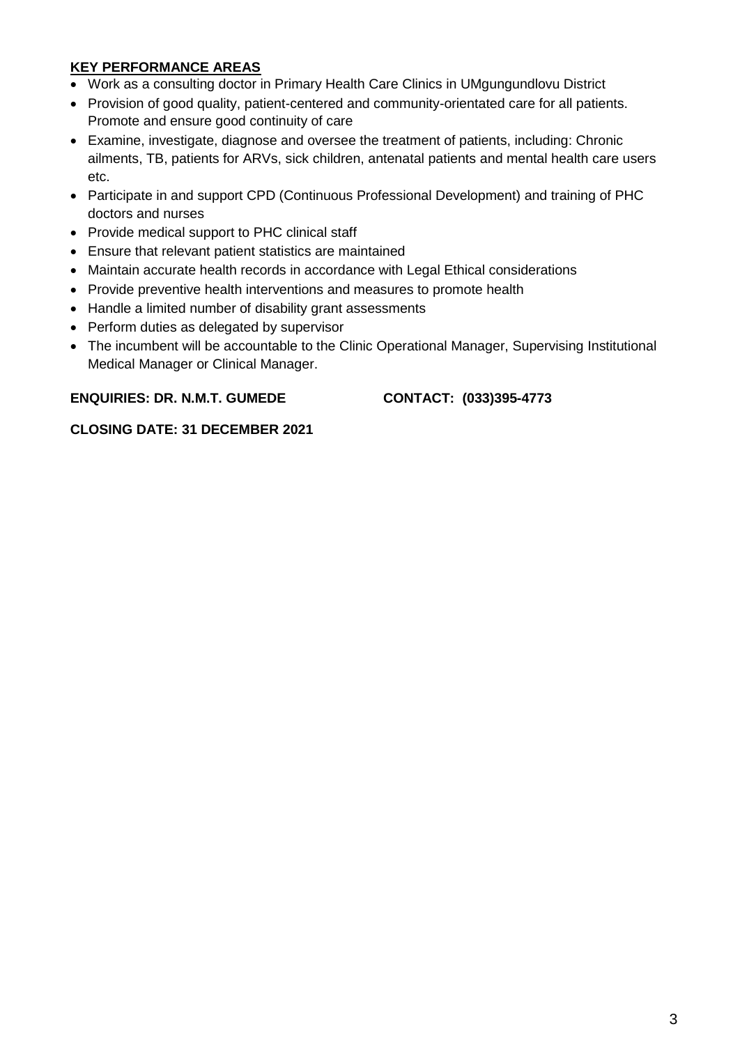**KEY PERFORMANCE AREAS**

- Work as a consulting doctor in Primary Health Care Clinics in UMgungundlovu District
- Provision of good quality, patient-centered and community-orientated care for all patients. Promote and ensure good continuity of care
- Examine, investigate, diagnose and oversee the treatment of patients, including: Chronic ailments, TB, patients for ARVs, sick children, antenatal patients and mental health care users etc.
- Participate in and support CPD (Continuous Professional Development) and training of PHC doctors and nurses
- Provide medical support to PHC clinical staff
- Ensure that relevant patient statistics are maintained
- Maintain accurate health records in accordance with Legal Ethical considerations
- Provide preventive health interventions and measures to promote health
- Handle a limited number of disability grant assessments
- Perform duties as delegated by supervisor
- The incumbent will be accountable to the Clinic Operational Manager, Supervising Institutional Medical Manager or Clinical Manager.

**ENQUIRIES: DR. N.M.T. GUMEDE** **CONTACT: (033)395-4773**

**CLOSING DATE: 31 DECEMBER 2021**